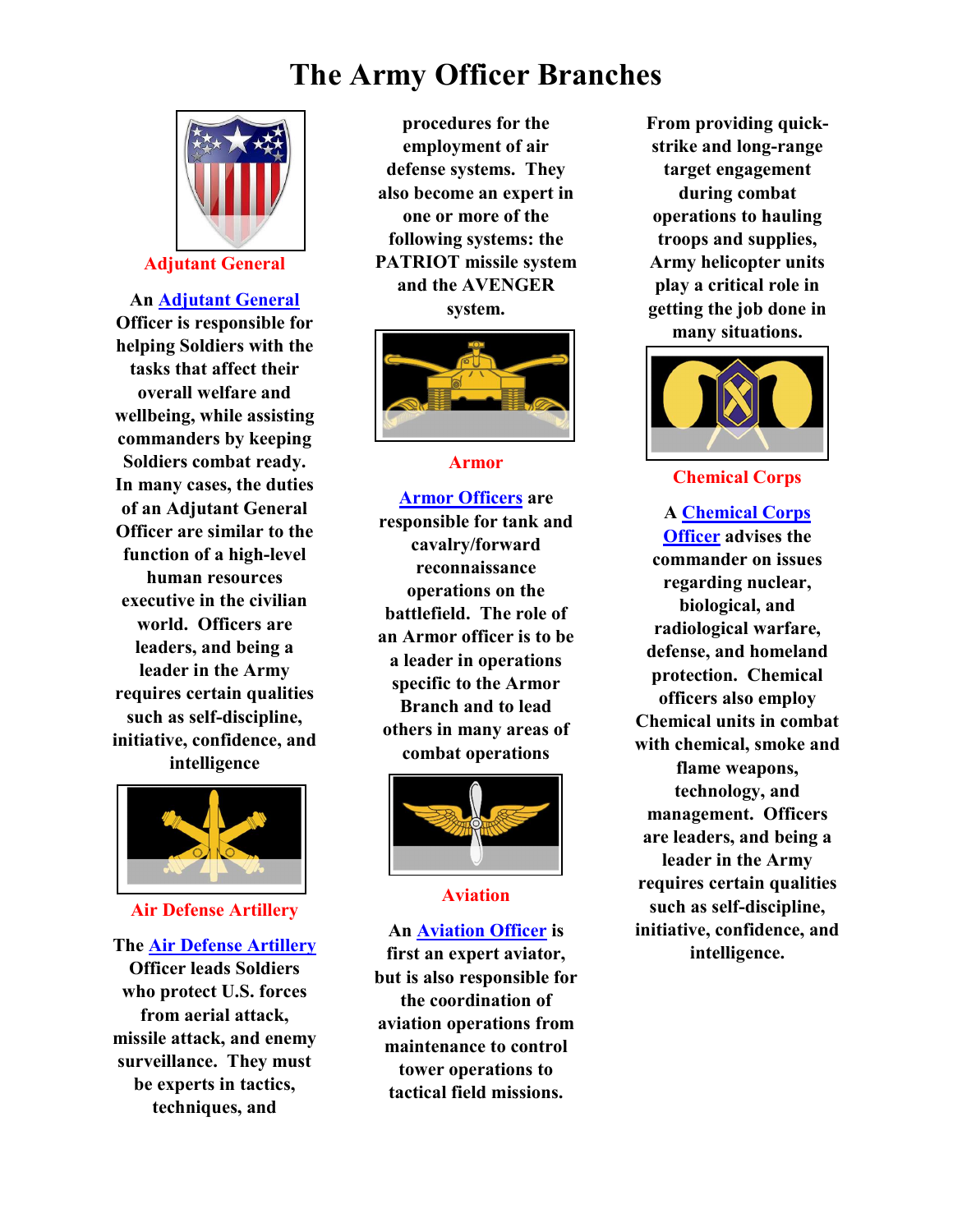# The Army Officer Branches

## Adjutant General

An Adjutant General Officer is responsible for helping Soldiers with the tasks that affect their overall welfare and wellbeing, while assisting commanders by keeping Soldiers combat ready. In many cases, the duties of an Adjutant General Officer are similar to the function of a high-level human resources executive in the civilian world. Officers are leaders, and being a leader in the Army requires certain qualities such as self-discipline, initiative, confidence, and intelligence

## Air Defense Artillery

The Air Defense Artillery Officer leads Soldiers who protect U.S. forces from aerial attack, missile attack, and enemy surveillance. They must be experts in tactics, techniques, and procedures for the employment of air defense systems. They also become an expert in one or more of the following systems: the PATRIOT missile system and the AVENGER system.

## Armor

Armor Officers are responsible for tank and cavalry/forward reconnaissance operations on the battlefield. The role of an Armor officer is to be a leader in operations specific to the Armor Branch and to lead others in many areas of combat operations

## Aviation

An Aviation Officer is first an expert aviator, but is also responsible for the coordination of aviation operations from maintenance to control tower operations to tactical field missions. From providing quick-strike and long-range target engagement during combat operations to hauling troops and supplies, Army helicopter units play a critical role in getting the job done in many situations.

## Chemical Corps

A Chemical Corps Officer advises the commander on issues regarding nuclear, biological, and radiological warfare, defense, and homeland protection. Chemical officers also employ Chemical units in combat with chemical, smoke and flame weapons, technology, and management. Officers are leaders, and being a leader in the Army requires certain qualities such as self-discipline, initiative, confidence, and intelligence.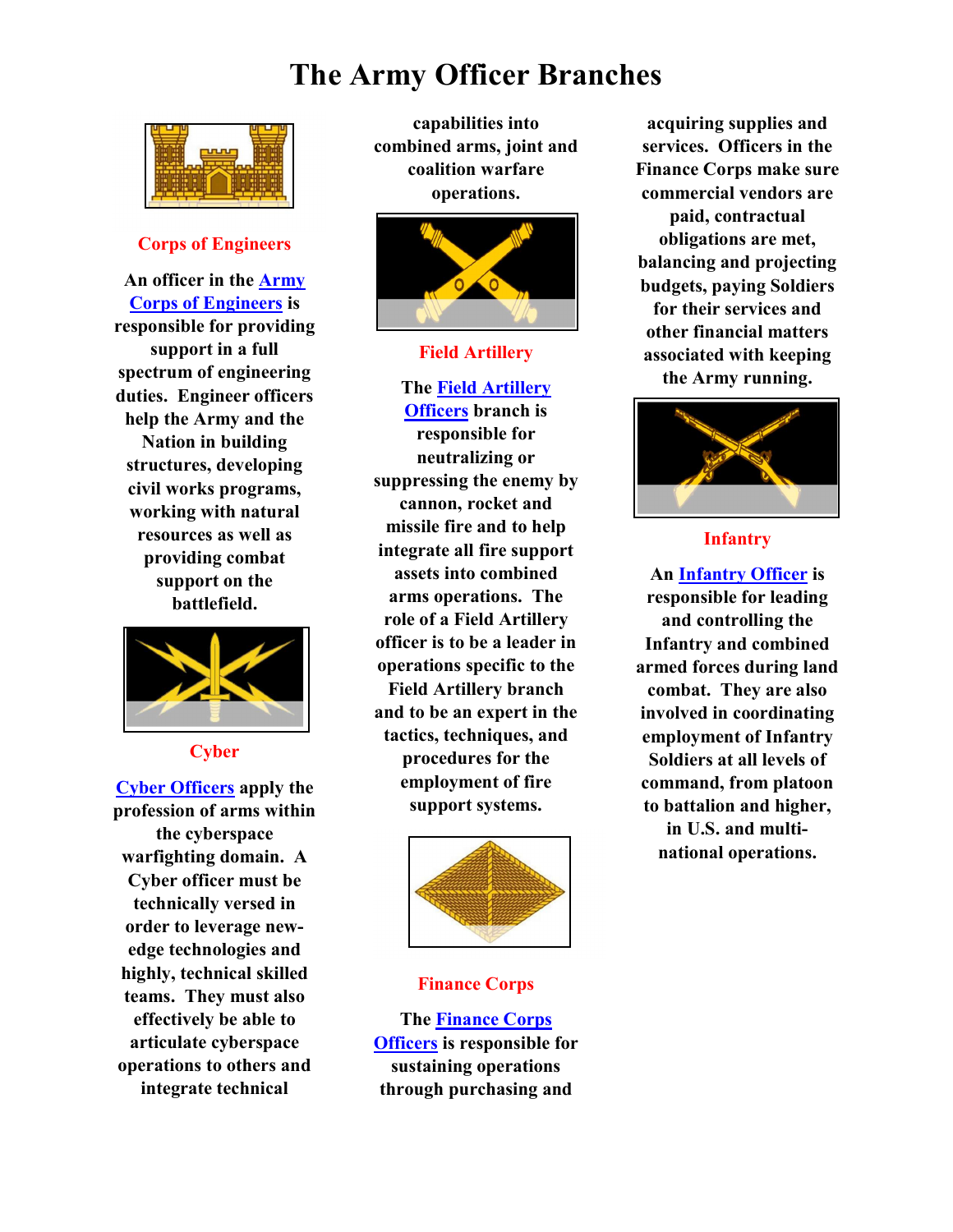# The Army Officer Branches

### Corps of Engineers

An officer in the Army Corps of Engineers is responsible for providing support in a full spectrum of engineering duties. Engineer officers help the Army and the Nation in building structures, developing civil works programs, working with natural resources as well as providing combat support on the battlefield.

### Cyber

Cyber Officers apply the profession of arms within the cyberspace warfighting domain. A Cyber officer must be technically versed in order to leverage new-edge technologies and highly, technical skilled teams. They must also effectively be able to articulate cyberspace operations to others and integrate technical capabilities into combined arms, joint and coalition warfare operations.

### Field Artillery

The Field Artillery Officers branch is responsible for neutralizing or suppressing the enemy by cannon, rocket and missile fire and to help integrate all fire support assets into combined arms operations. The role of a Field Artillery officer is to be a leader in operations specific to the Field Artillery branch and to be an expert in the tactics, techniques, and procedures for the employment of fire support systems.

### Finance Corps

The Finance Corps Officers is responsible for sustaining operations through purchasing and acquiring supplies and services. Officers in the Finance Corps make sure commercial vendors are paid, contractual obligations are met, balancing and projecting budgets, paying Soldiers for their services and other financial matters associated with keeping the Army running.

### Infantry

An Infantry Officer is responsible for leading and controlling the Infantry and combined armed forces during land combat. They are also involved in coordinating employment of Infantry Soldiers at all levels of command, from platoon to battalion and higher, in U.S. and multi-national operations.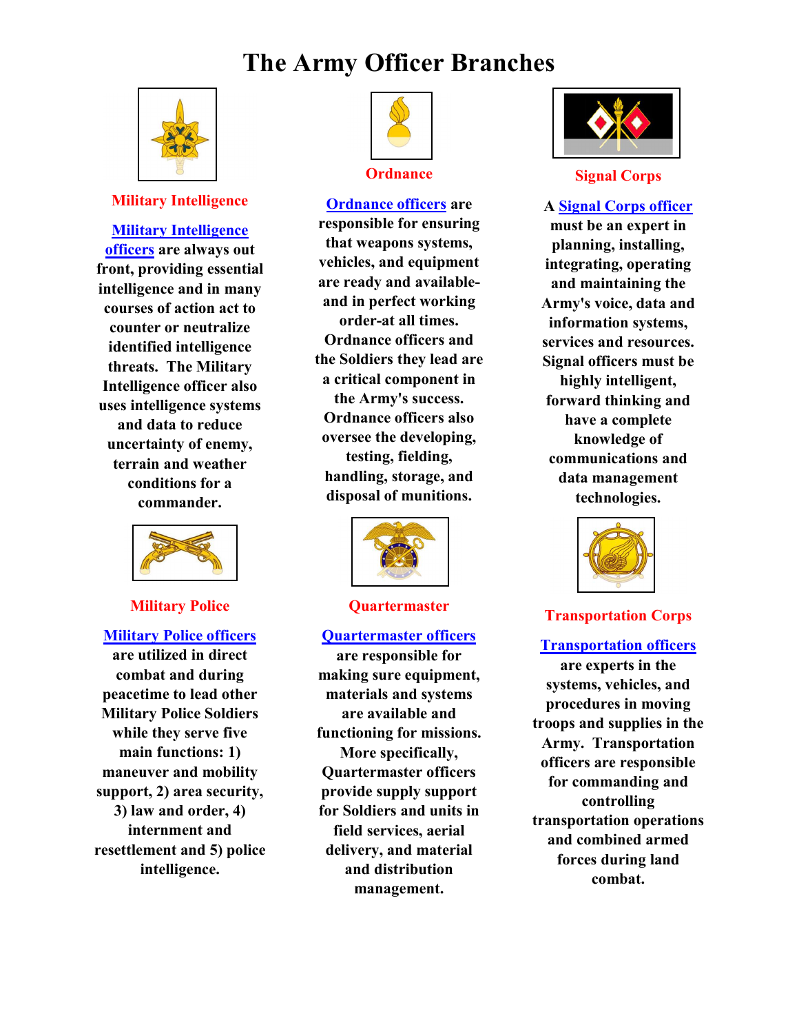# The Army Officer Branches

## Military Intelligence

Military Intelligence officers are always out front, providing essential intelligence and in many courses of action act to counter or neutralize identified intelligence threats. The Military Intelligence officer also uses intelligence systems and data to reduce uncertainty of enemy, terrain and weather conditions for a commander.

## Ordnance

Ordnance officers are responsible for ensuring that weapons systems, vehicles, and equipment are ready and available-and in perfect working order-at all times. Ordnance officers and the Soldiers they lead are a critical component in the Army's success. Ordnance officers also oversee the developing, testing, fielding, handling, storage, and disposal of munitions.

## Signal Corps

A Signal Corps officer must be an expert in planning, installing, integrating, operating and maintaining the Army's voice, data and information systems, services and resources. Signal officers must be highly intelligent, forward thinking and have a complete knowledge of communications and data management technologies.

## Military Police

Military Police officers are utilized in direct combat and during peacetime to lead other Military Police Soldiers while they serve five main functions: 1) maneuver and mobility support, 2) area security, 3) law and order, 4) internment and resettlement and 5) police intelligence.

## Quartermaster

Quartermaster officers are responsible for making sure equipment, materials and systems are available and functioning for missions. More specifically, Quartermaster officers provide supply support for Soldiers and units in field services, aerial delivery, and material and distribution management.

## Transportation Corps

Transportation officers are experts in the systems, vehicles, and procedures in moving troops and supplies in the Army. Transportation officers are responsible for commanding and controlling transportation operations and combined armed forces during land combat.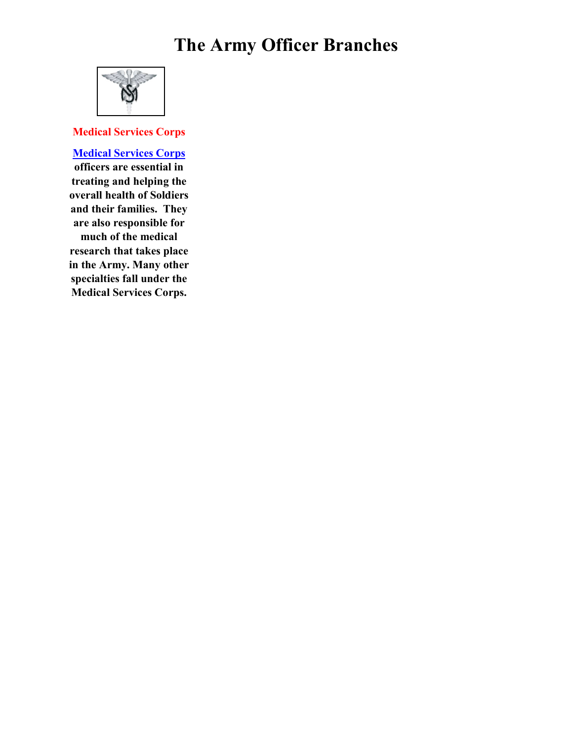# The Army Officer Branches

**Medical Services Corps**

**Medical Services Corps officers are essential in treating and helping the overall health of Soldiers and their families. They are also responsible for much of the medical research that takes place in the Army. Many other specialties fall under the Medical Services Corps.**